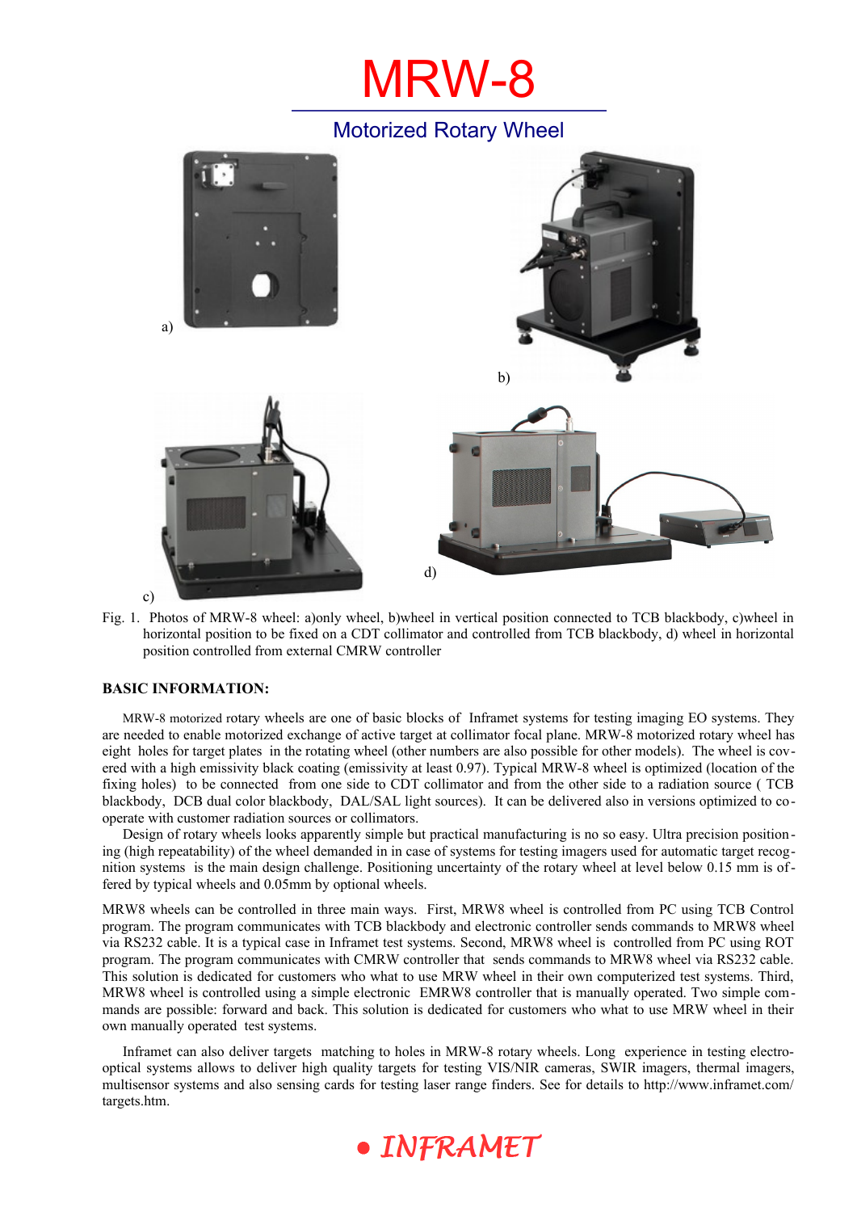# MRW-8

## Motorized Rotary Wheel

a)

b)

c)

d)

Fig. 1. Photos of MRW-8 wheel: a)only wheel, b)wheel in vertical position connected to TCB blackbody, c)wheel in horizontal position to be fixed on a CDT collimator and controlled from TCB blackbody, d) wheel in horizontal position controlled from external CMRW controller

**BASIC INFORMATION:**

MRW-8 motorized rotary wheels are one of basic blocks of Inframet systems for testing imaging EO systems. They are needed to enable motorized exchange of active target at collimator focal plane. MRW-8 motorized rotary wheel has eight holes for target plates in the rotating wheel (other numbers are also possible for other models). The wheel is covered with a high emissivity black coating (emissivity at least 0.97). Typical MRW-8 wheel is optimized (location of the fixing holes) to be connected from one side to CDT collimator and from the other side to a radiation source ( TCB blackbody, DCB dual color blackbody, DAL/SAL light sources). It can be delivered also in versions optimized to co-operate with customer radiation sources or collimators.

Design of rotary wheels looks apparently simple but practical manufacturing is no so easy. Ultra precision positioning (high repeatability) of the wheel demanded in in case of systems for testing imagers used for automatic target recognition systems is the main design challenge. Positioning uncertainty of the rotary wheel at level below 0.15 mm is offered by typical wheels and 0.05mm by optional wheels.

MRW8 wheels can be controlled in three main ways. First, MRW8 wheel is controlled from PC using TCB Control program. The program communicates with TCB blackbody and electronic controller sends commands to MRW8 wheel via RS232 cable. It is a typical case in Inframet test systems. Second, MRW8 wheel is controlled from PC using ROT program. The program communicates with CMRW controller that sends commands to MRW8 wheel via RS232 cable. This solution is dedicated for customers who what to use MRW wheel in their own computerized test systems. Third, MRW8 wheel is controlled using a simple electronic EMRW8 controller that is manually operated. Two simple commands are possible: forward and back. This solution is dedicated for customers who what to use MRW wheel in their own manually operated test systems.

Inframet can also deliver targets matching to holes in MRW-8 rotary wheels. Long experience in testing electro-optical systems allows to deliver high quality targets for testing VIS/NIR cameras, SWIR imagers, thermal imagers, multisensor systems and also sensing cards for testing laser range finders. See for details to http://www.inframet.com/targets.htm.

INFRAMET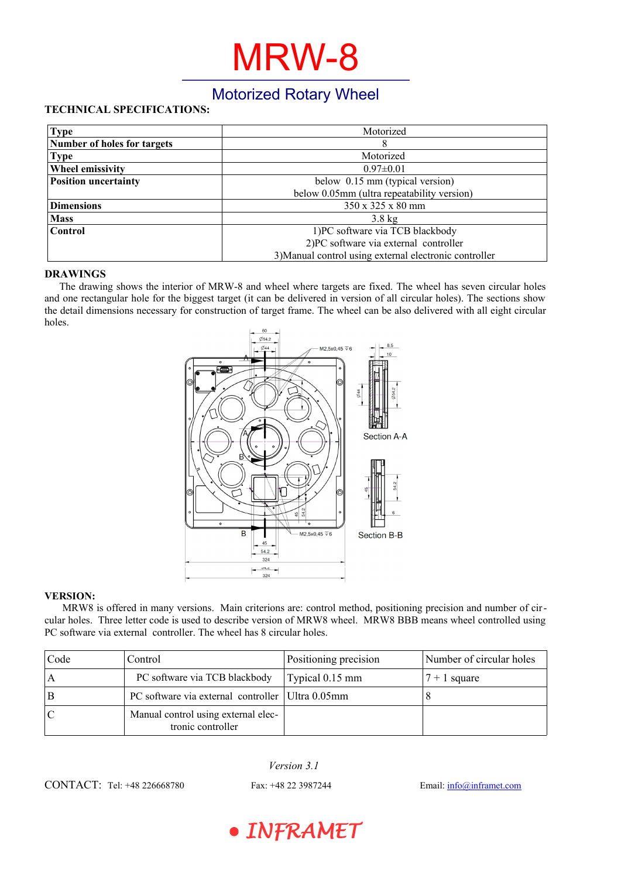# MRW-8

## Motorized Rotary Wheel

**TECHNICAL SPECIFICATIONS:**

| | |
|---|---|
| **Type** | Motorized |
| **Number of holes for targets** | 8 |
| **Type** | Motorized |
| **Wheel emissivity** | 0.97±0.01 |
| **Position uncertainty** | below 0.15 mm (typical version)<br>below 0.05mm (ultra repeatability version) |
| **Dimensions** | 350 x 325 x 80 mm |
| **Mass** | 3.8 kg |
| **Control** | 1)PC software via TCB blackbody<br>2)PC software via external controller<br>3)Manual control using external electronic controller |

**DRAWINGS**

The drawing shows the interior of MRW-8 and wheel where targets are fixed. The wheel has seven circular holes and one rectangular hole for the biggest target (it can be delivered in version of all circular holes). The sections show the detail dimensions necessary for construction of target frame. The wheel can be also delivered with all eight circular holes.

60
Ø54,2
Ø44
M2,5x0,45 ∇6
A
A
B
B
M2,5x0,45 ∇6
45
54,2
45
54,2
324
324
8,5
10
Ø44
Ø54,2
Section A-A
45
54,2
6
Section B-B

**VERSION:**

MRW8 is offered in many versions. Main criterions are: control method, positioning precision and number of circular holes. Three letter code is used to describe version of MRW8 wheel. MRW8 BBB means wheel controlled using PC software via external controller. The wheel has 8 circular holes.

| Code | Control | Positioning precision | Number of circular holes |
|---|---|---|---|
| A | PC software via TCB blackbody | Typical 0.15 mm | 7 + 1 square |
| B | PC software via external controller | Ultra 0.05mm | 8 |
| C | Manual control using external electronic controller | | |

*Version 3.1*

CONTACT: Tel: +48 226668780 Fax: +48 22 3987244 Email: info@inframet.com

INFRAMET